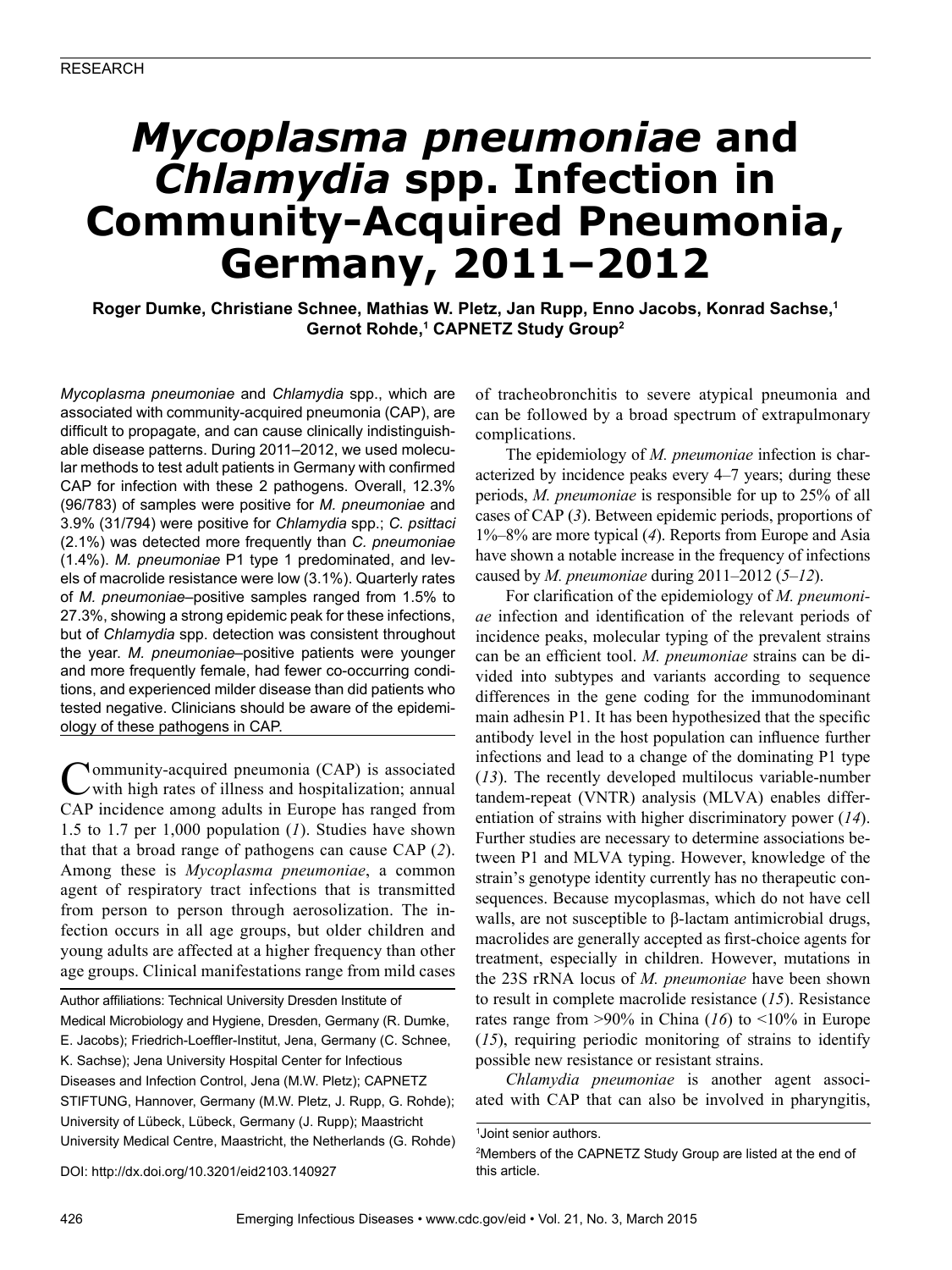RESEARCH

# *Mycoplasma pneumoniae* and *Chlamydia* spp. Infection in Community-Acquired Pneumonia, Germany, 2011–2012

**Roger Dumke, Christiane Schnee, Mathias W. Pletz, Jan Rupp, Enno Jacobs, Konrad Sachse,[1] Gernot Rohde,[1] CAPNETZ Study Group[2]**

*Mycoplasma pneumoniae* and *Chlamydia* spp., which are associated with community-acquired pneumonia (CAP), are difficult to propagate, and can cause clinically indistinguishable disease patterns. During 2011–2012, we used molecular methods to test adult patients in Germany with confirmed CAP for infection with these 2 pathogens. Overall, 12.3% (96/783) of samples were positive for *M. pneumoniae* and 3.9% (31/794) were positive for *Chlamydia* spp.; *C. psittaci* (2.1%) was detected more frequently than *C. pneumoniae* (1.4%). *M. pneumoniae* P1 type 1 predominated, and levels of macrolide resistance were low (3.1%). Quarterly rates of *M. pneumoniae*–positive samples ranged from 1.5% to 27.3%, showing a strong epidemic peak for these infections, but of *Chlamydia* spp. detection was consistent throughout the year. *M. pneumoniae*–positive patients were younger and more frequently female, had fewer co-occurring conditions, and experienced milder disease than did patients who tested negative. Clinicians should be aware of the epidemiology of these pathogens in CAP.

Community-acquired pneumonia (CAP) is associated with high rates of illness and hospitalization; annual CAP incidence among adults in Europe has ranged from 1.5 to 1.7 per 1,000 population (*1*). Studies have shown that that a broad range of pathogens can cause CAP (*2*). Among these is *Mycoplasma pneumoniae*, a common agent of respiratory tract infections that is transmitted from person to person through aerosolization. The infection occurs in all age groups, but older children and young adults are affected at a higher frequency than other age groups. Clinical manifestations range from mild cases of tracheobronchitis to severe atypical pneumonia and can be followed by a broad spectrum of extrapulmonary complications.

The epidemiology of *M. pneumoniae* infection is characterized by incidence peaks every 4–7 years; during these periods, *M. pneumoniae* is responsible for up to 25% of all cases of CAP (*3*). Between epidemic periods, proportions of 1%–8% are more typical (*4*). Reports from Europe and Asia have shown a notable increase in the frequency of infections caused by *M. pneumoniae* during 2011–2012 (*5*–*12*).

For clarification of the epidemiology of *M. pneumoniae* infection and identification of the relevant periods of incidence peaks, molecular typing of the prevalent strains can be an efficient tool. *M. pneumoniae* strains can be divided into subtypes and variants according to sequence differences in the gene coding for the immunodominant main adhesin P1. It has been hypothesized that the specific antibody level in the host population can influence further infections and lead to a change of the dominating P1 type (*13*). The recently developed multilocus variable-number tandem-repeat (VNTR) analysis (MLVA) enables differentiation of strains with higher discriminatory power (*14*). Further studies are necessary to determine associations between P1 and MLVA typing. However, knowledge of the strain's genotype identity currently has no therapeutic consequences. Because mycoplasmas, which do not have cell walls, are not susceptible to β-lactam antimicrobial drugs, macrolides are generally accepted as first-choice agents for treatment, especially in children. However, mutations in the 23S rRNA locus of *M. pneumoniae* have been shown to result in complete macrolide resistance (*15*). Resistance rates range from >90% in China (*16*) to <10% in Europe (*15*), requiring periodic monitoring of strains to identify possible new resistance or resistant strains.

*Chlamydia pneumoniae* is another agent associated with CAP that can also be involved in pharyngitis,

Author affiliations: Technical University Dresden Institute of Medical Microbiology and Hygiene, Dresden, Germany (R. Dumke, E. Jacobs); Friedrich-Loeffler-Institut, Jena, Germany (C. Schnee, K. Sachse); Jena University Hospital Center for Infectious Diseases and Infection Control, Jena (M.W. Pletz); CAPNETZ STIFTUNG, Hannover, Germany (M.W. Pletz, J. Rupp, G. Rohde); University of Lübeck, Lübeck, Germany (J. Rupp); Maastricht University Medical Centre, Maastricht, the Netherlands (G. Rohde)

DOI: http://dx.doi.org/10.3201/eid2103.140927

[1]Joint senior authors.

[2]Members of the CAPNETZ Study Group are listed at the end of this article.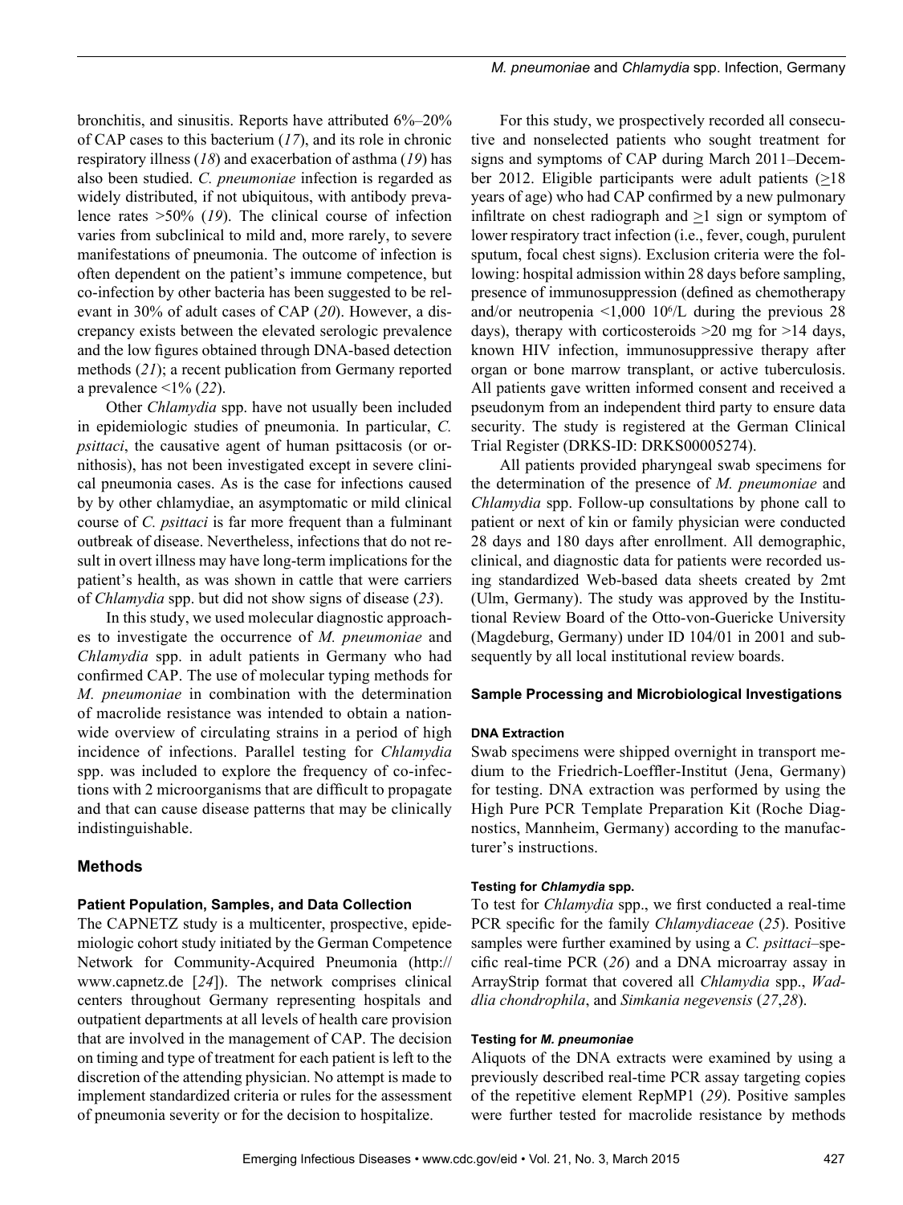bronchitis, and sinusitis. Reports have attributed 6%–20% of CAP cases to this bacterium (*17*), and its role in chronic respiratory illness (*18*) and exacerbation of asthma (*19*) has also been studied. *C. pneumoniae* infection is regarded as widely distributed, if not ubiquitous, with antibody prevalence rates >50% (*19*). The clinical course of infection varies from subclinical to mild and, more rarely, to severe manifestations of pneumonia. The outcome of infection is often dependent on the patient's immune competence, but co-infection by other bacteria has been suggested to be relevant in 30% of adult cases of CAP (*20*). However, a discrepancy exists between the elevated serologic prevalence and the low figures obtained through DNA-based detection methods (*21*); a recent publication from Germany reported a prevalence <1% (*22*).

Other *Chlamydia* spp. have not usually been included in epidemiologic studies of pneumonia. In particular, *C. psittaci*, the causative agent of human psittacosis (or ornithosis), has not been investigated except in severe clinical pneumonia cases. As is the case for infections caused by by other chlamydiae, an asymptomatic or mild clinical course of *C. psittaci* is far more frequent than a fulminant outbreak of disease. Nevertheless, infections that do not result in overt illness may have long-term implications for the patient's health, as was shown in cattle that were carriers of *Chlamydia* spp. but did not show signs of disease (*23*).

In this study, we used molecular diagnostic approaches to investigate the occurrence of *M. pneumoniae* and *Chlamydia* spp. in adult patients in Germany who had confirmed CAP. The use of molecular typing methods for *M. pneumoniae* in combination with the determination of macrolide resistance was intended to obtain a nationwide overview of circulating strains in a period of high incidence of infections. Parallel testing for *Chlamydia* spp. was included to explore the frequency of co-infections with 2 microorganisms that are difficult to propagate and that can cause disease patterns that may be clinically indistinguishable.

## Methods

### Patient Population, Samples, and Data Collection

The CAPNETZ study is a multicenter, prospective, epidemiologic cohort study initiated by the German Competence Network for Community-Acquired Pneumonia (http://www.capnetz.de [*24*]). The network comprises clinical centers throughout Germany representing hospitals and outpatient departments at all levels of health care provision that are involved in the management of CAP. The decision on timing and type of treatment for each patient is left to the discretion of the attending physician. No attempt is made to implement standardized criteria or rules for the assessment of pneumonia severity or for the decision to hospitalize.

For this study, we prospectively recorded all consecutive and nonselected patients who sought treatment for signs and symptoms of CAP during March 2011–December 2012. Eligible participants were adult patients (≥18 years of age) who had CAP confirmed by a new pulmonary infiltrate on chest radiograph and ≥1 sign or symptom of lower respiratory tract infection (i.e., fever, cough, purulent sputum, focal chest signs). Exclusion criteria were the following: hospital admission within 28 days before sampling, presence of immunosuppression (defined as chemotherapy and/or neutropenia <1,000 $10^6$/L during the previous 28 days), therapy with corticosteroids >20 mg for >14 days, known HIV infection, immunosuppressive therapy after organ or bone marrow transplant, or active tuberculosis. All patients gave written informed consent and received a pseudonym from an independent third party to ensure data security. The study is registered at the German Clinical Trial Register (DRKS-ID: DRKS00005274).

All patients provided pharyngeal swab specimens for the determination of the presence of *M. pneumoniae* and *Chlamydia* spp. Follow-up consultations by phone call to patient or next of kin or family physician were conducted 28 days and 180 days after enrollment. All demographic, clinical, and diagnostic data for patients were recorded using standardized Web-based data sheets created by 2mt (Ulm, Germany). The study was approved by the Institutional Review Board of the Otto-von-Guericke University (Magdeburg, Germany) under ID 104/01 in 2001 and subsequently by all local institutional review boards.

### Sample Processing and Microbiological Investigations

#### DNA Extraction

Swab specimens were shipped overnight in transport medium to the Friedrich-Loeffler-Institut (Jena, Germany) for testing. DNA extraction was performed by using the High Pure PCR Template Preparation Kit (Roche Diagnostics, Mannheim, Germany) according to the manufacturer's instructions.

#### Testing for *Chlamydia* spp.

To test for *Chlamydia* spp., we first conducted a real-time PCR specific for the family *Chlamydiaceae* (*25*). Positive samples were further examined by using a *C. psittaci*–specific real-time PCR (*26*) and a DNA microarray assay in ArrayStrip format that covered all *Chlamydia* spp., *Waddlia chondrophila*, and *Simkania negevensis* (*27*,*28*).

#### Testing for *M. pneumoniae*

Aliquots of the DNA extracts were examined by using a previously described real-time PCR assay targeting copies of the repetitive element RepMP1 (*29*). Positive samples were further tested for macrolide resistance by methods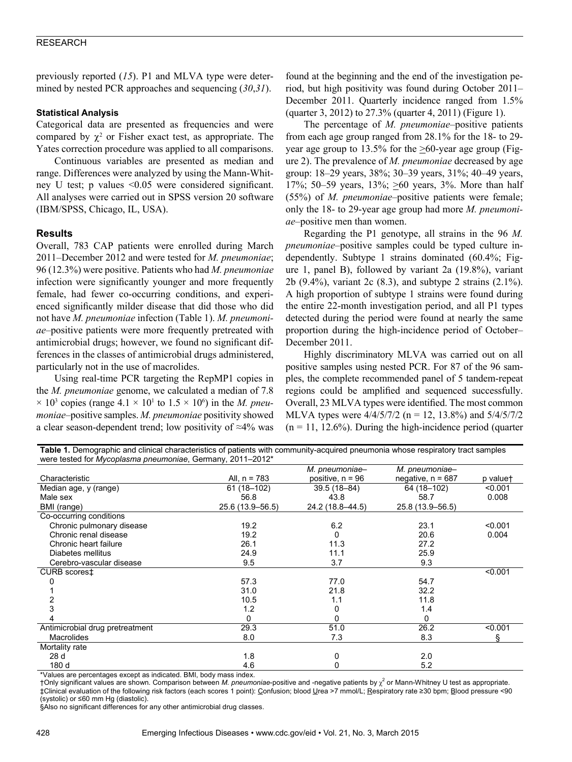previously reported (*15*). P1 and MLVA type were determined by nested PCR approaches and sequencing (*30*,*31*).

#### Statistical Analysis

Categorical data are presented as frequencies and were compared by $\chi^2$ or Fisher exact test, as appropriate. The Yates correction procedure was applied to all comparisons.

Continuous variables are presented as median and range. Differences were analyzed by using the Mann-Whitney U test; p values <0.05 were considered significant. All analyses were carried out in SPSS version 20 software (IBM/SPSS, Chicago, IL, USA).

### Results

Overall, 783 CAP patients were enrolled during March 2011–December 2012 and were tested for *M. pneumoniae*; 96 (12.3%) were positive. Patients who had *M. pneumoniae* infection were significantly younger and more frequently female, had fewer co-occurring conditions, and experienced significantly milder disease that did those who did not have *M. pneumoniae* infection (Table 1). *M. pneumoniae*–positive patients were more frequently pretreated with antimicrobial drugs; however, we found no significant differences in the classes of antimicrobial drugs administered, particularly not in the use of macrolides.

Using real-time PCR targeting the RepMP1 copies in the *M. pneumoniae* genome, we calculated a median of 7.8 $\times 10^3$ copies (range $4.1 \times 10^1$ to $1.5 \times 10^6$) in the *M. pneumoniae*–positive samples. *M. pneumoniae* positivity showed a clear season-dependent trend; low positivity of ≈4% was found at the beginning and the end of the investigation period, but high positivity was found during October 2011–December 2011. Quarterly incidence ranged from 1.5% (quarter 3, 2012) to 27.3% (quarter 4, 2011) (Figure 1).

The percentage of *M. pneumoniae*–positive patients from each age group ranged from 28.1% for the 18- to 29-year age group to 13.5% for the ≥60-year age group (Figure 2). The prevalence of *M. pneumoniae* decreased by age group: 18–29 years, 38%; 30–39 years, 31%; 40–49 years, 17%; 50–59 years, 13%; ≥60 years, 3%. More than half (55%) of *M. pneumoniae*–positive patients were female; only the 18- to 29-year age group had more *M. pneumoniae*–positive men than women.

Regarding the P1 genotype, all strains in the 96 *M. pneumoniae*–positive samples could be typed culture independently. Subtype 1 strains dominated (60.4%; Figure 1, panel B), followed by variant 2a (19.8%), variant 2b (9.4%), variant 2c (8.3), and subtype 2 strains (2.1%). A high proportion of subtype 1 strains were found during the entire 22-month investigation period, and all P1 types detected during the period were found at nearly the same proportion during the high-incidence period of October–December 2011.

Highly discriminatory MLVA was carried out on all positive samples using nested PCR. For 87 of the 96 samples, the complete recommended panel of 5 tandem-repeat regions could be amplified and sequenced successfully. Overall, 23 MLVA types were identified. The most common MLVA types were 4/4/5/7/2 (n = 12, 13.8%) and 5/4/5/7/2 (n = 11, 12.6%). During the high-incidence period (quarter

**Table 1.** Demographic and clinical characteristics of patients with community-acquired pneumonia whose respiratory tract samples were tested for *Mycoplasma pneumoniae*, Germany, 2011–2012*

| Characteristic | All, n = 783 | *M. pneumoniae*–positive, n = 96 | *M. pneumoniae*–negative, n = 687 | p value† |
|---|---|---|---|---|
| Median age, y (range) | 61 (18–102) | 39.5 (18–84) | 64 (18–102) | <0.001 |
| Male sex | 56.8 | 43.8 | 58.7 | 0.008 |
| BMI (range) | 25.6 (13.9–56.5) | 24.2 (18.8–44.5) | 25.8 (13.9–56.5) | |
| Co-occurring conditions | | | | |
| Chronic pulmonary disease | 19.2 | 6.2 | 23.1 | <0.001 |
| Chronic renal disease | 19.2 | 0 | 20.6 | 0.004 |
| Chronic heart failure | 26.1 | 11.3 | 27.2 | |
| Diabetes mellitus | 24.9 | 11.1 | 25.9 | |
| Cerebro-vascular disease | 9.5 | 3.7 | 9.3 | |
| CURB scores‡ | | | | <0.001 |
| 0 | 57.3 | 77.0 | 54.7 | |
| 1 | 31.0 | 21.8 | 32.2 | |
| 2 | 10.5 | 1.1 | 11.8 | |
| 3 | 1.2 | 0 | 1.4 | |
| 4 | 0 | 0 | 0 | |
| Antimicrobial drug pretreatment | 29.3 | 51.0 | 26.2 | <0.001 |
| Macrolides | 8.0 | 7.3 | 8.3 | § |
| Mortality rate | | | | |
| 28 d | 1.8 | 0 | 2.0 | |
| 180 d | 4.6 | 0 | 5.2 | |

*Values are percentages except as indicated. BMI, body mass index.
†Only significant values are shown. Comparison between *M. pneumoniae*-positive and -negative patients by $\chi^2$ or Mann-Whitney U test as appropriate.
‡Clinical evaluation of the following risk factors (each scores 1 point): Confusion; blood Urea >7 mmol/L; Respiratory rate ≥30 bpm; Blood pressure <90 (systolic) or ≤60 mm Hg (diastolic).
§Also no significant differences for any other antimicrobial drug classes.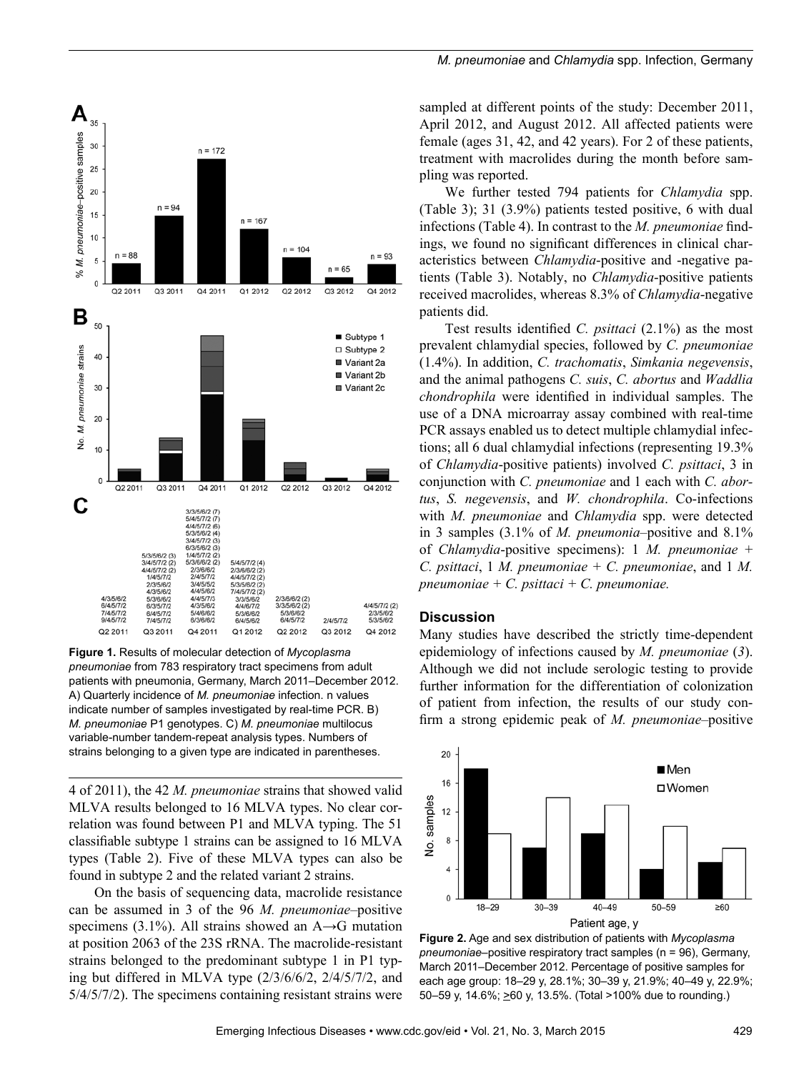4 of 2011), the 42 *M. pneumoniae* strains that showed valid MLVA results belonged to 16 MLVA types. No clear correlation was found between P1 and MLVA typing. The 51 classifiable subtype 1 strains can be assigned to 16 MLVA types (Table 2). Five of these MLVA types can also be found in subtype 2 and the related variant 2 strains.

On the basis of sequencing data, macrolide resistance can be assumed in 3 of the 96 *M. pneumoniae*–positive specimens (3.1%). All strains showed an A→G mutation at position 2063 of the 23S rRNA. The macrolide-resistant strains belonged to the predominant subtype 1 in P1 typing but differed in MLVA type (2/3/6/6/2, 2/4/5/7/2, and 5/4/5/7/2). The specimens containing resistant strains were sampled at different points of the study: December 2011, April 2012, and August 2012. All affected patients were female (ages 31, 42, and 42 years). For 2 of these patients, treatment with macrolides during the month before sampling was reported.

We further tested 794 patients for *Chlamydia* spp. (Table 3); 31 (3.9%) patients tested positive, 6 with dual infections (Table 4). In contrast to the *M. pneumoniae* findings, we found no significant differences in clinical characteristics between *Chlamydia*-positive and -negative patients (Table 3). Notably, no *Chlamydia*-positive patients received macrolides, whereas 8.3% of *Chlamydia*-negative patients did.

Test results identified *C. psittaci* (2.1%) as the most prevalent chlamydial species, followed by *C. pneumoniae* (1.4%). In addition, *C. trachomatis*, *Simkania negevensis*, and the animal pathogens *C. suis*, *C. abortus* and *Waddlia chondrophila* were identified in individual samples. The use of a DNA microarray assay combined with real-time PCR assays enabled us to detect multiple chlamydial infections; all 6 dual chlamydial infections (representing 19.3% of *Chlamydia*-positive patients) involved *C. psittaci*, 3 in conjunction with *C. pneumoniae* and 1 each with *C. abortus*, *S. negevensis*, and *W. chondrophila*. Co-infections with *M. pneumoniae* and *Chlamydia* spp. were detected in 3 samples (3.1% of *M. pneumonia*–positive and 8.1% of *Chlamydia*-positive specimens): 1 *M. pneumoniae* + *C. psittaci*, 1 *M. pneumoniae* + *C. pneumoniae*, and 1 *M. pneumoniae* + *C. psittaci* + *C. pneumoniae.*

Figure 1. Results of molecular detection of *Mycoplasma pneumoniae* from 783 respiratory tract specimens from adult patients with pneumonia, Germany, March 2011–December 2012. A) Quarterly incidence of *M. pneumoniae* infection. n values indicate number of samples investigated by real-time PCR. B) *M. pneumoniae* P1 genotypes. C) *M. pneumoniae* multilocus variable-number tandem-repeat analysis types. Numbers of strains belonging to a given type are indicated in parentheses.

## Discussion

Many studies have described the strictly time-dependent epidemiology of infections caused by *M. pneumoniae* (*3*). Although we did not include serologic testing to provide further information for the differentiation of colonization of patient from infection, the results of our study confirm a strong epidemic peak of *M. pneumoniae*–positive

Figure 2. Age and sex distribution of patients with *Mycoplasma pneumoniae*–positive respiratory tract samples (n = 96), Germany, March 2011–December 2012. Percentage of positive samples for each age group: 18–29 y, 28.1%; 30–39 y, 21.9%; 40–49 y, 22.9%; 50–59 y, 14.6%; ≥60 y, 13.5%. (Total >100% due to rounding.)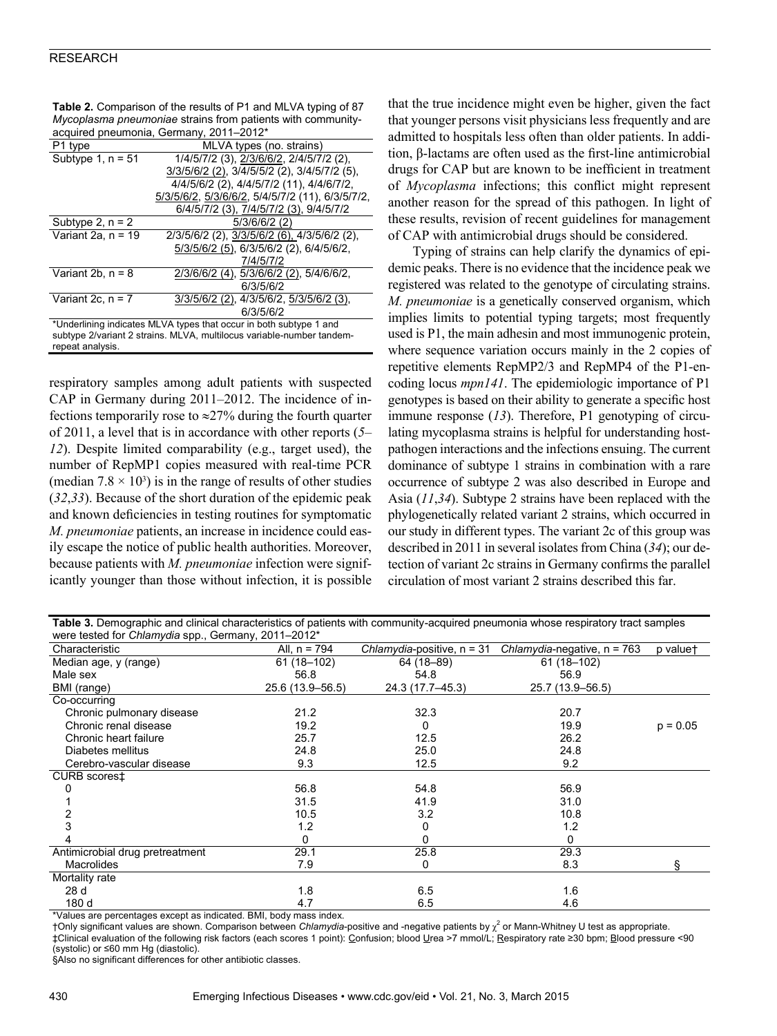**Table 2.** Comparison of the results of P1 and MLVA typing of 87 *Mycoplasma pneumoniae* strains from patients with community-acquired pneumonia, Germany, 2011–2012*

| P1 type | MLVA types (no. strains) |
|---|---|
| Subtype 1, n = 51 | 1/4/5/7/2 (3), 2/3/6/6/2, 2/4/5/7/2 (2), 3/3/5/6/2 (2), 3/4/5/5/2 (2), 3/4/5/7/2 (5), 4/4/5/6/2 (2), 4/4/5/7/2 (11), 4/4/6/7/2, 5/3/5/6/2, 5/3/6/6/2, 5/4/5/7/2 (11), 6/3/5/7/2, 6/4/5/7/2 (3), 7/4/5/7/2 (3), 9/4/5/7/2 |
| Subtype 2, n = 2 | 5/3/6/6/2 (2) |
| Variant 2a, n = 19 | 2/3/5/6/2 (2), 3/3/5/6/2 (6), 4/3/5/6/2 (2), 5/3/5/6/2 (5), 6/3/5/6/2 (2), 6/4/5/6/2, 7/4/5/7/2 |
| Variant 2b, n = 8 | 2/3/6/6/2 (4), 5/3/6/6/2 (2), 5/4/6/6/2, 6/3/5/6/2 |
| Variant 2c, n = 7 | 3/3/5/6/2 (2), 4/3/5/6/2, 5/3/5/6/2 (3), 6/3/5/6/2 |

*Underlining indicates MLVA types that occur in both subtype 1 and subtype 2/variant 2 strains. MLVA, multilocus variable-number tandem-repeat analysis.

respiratory samples among adult patients with suspected CAP in Germany during 2011–2012. The incidence of infections temporarily rose to ≈27% during the fourth quarter of 2011, a level that is in accordance with other reports (*5*–*12*). Despite limited comparability (e.g., target used), the number of RepMP1 copies measured with real-time PCR (median $7.8 \times 10^3$) is in the range of results of other studies (*32*,*33*). Because of the short duration of the epidemic peak and known deficiencies in testing routines for symptomatic *M. pneumoniae* patients, an increase in incidence could easily escape the notice of public health authorities. Moreover, because patients with *M. pneumoniae* infection were significantly younger than those without infection, it is possible that the true incidence might even be higher, given the fact that younger persons visit physicians less frequently and are admitted to hospitals less often than older patients. In addition, β-lactams are often used as the first-line antimicrobial drugs for CAP but are known to be inefficient in treatment of *Mycoplasma* infections; this conflict might represent another reason for the spread of this pathogen. In light of these results, revision of recent guidelines for management of CAP with antimicrobial drugs should be considered.

Typing of strains can help clarify the dynamics of epidemic peaks. There is no evidence that the incidence peak we registered was related to the genotype of circulating strains. *M. pneumoniae* is a genetically conserved organism, which implies limits to potential typing targets; most frequently used is P1, the main adhesin and most immunogenic protein, where sequence variation occurs mainly in the 2 copies of repetitive elements RepMP2/3 and RepMP4 of the P1-encoding locus *mpn141*. The epidemiologic importance of P1 genotypes is based on their ability to generate a specific host immune response (*13*). Therefore, P1 genotyping of circulating mycoplasma strains is helpful for understanding host-pathogen interactions and the infections ensuing. The current dominance of subtype 1 strains in combination with a rare occurrence of subtype 2 was also described in Europe and Asia (*11*,*34*). Subtype 2 strains have been replaced with the phylogenetically related variant 2 strains, which occurred in our study in different types. The variant 2c of this group was described in 2011 in several isolates from China (*34*); our detection of variant 2c strains in Germany confirms the parallel circulation of most variant 2 strains described this far.

**Table 3.** Demographic and clinical characteristics of patients with community-acquired pneumonia whose respiratory tract samples were tested for *Chlamydia* spp., Germany, 2011–2012*

| Characteristic | All, n = 794 | *Chlamydia*-positive, n = 31 | *Chlamydia*-negative, n = 763 | p value† |
|---|---|---|---|---|
| Median age, y (range) | 61 (18–102) | 64 (18–89) | 61 (18–102) | |
| Male sex | 56.8 | 54.8 | 56.9 | |
| BMI (range) | 25.6 (13.9–56.5) | 24.3 (17.7–45.3) | 25.7 (13.9–56.5) | |
| Co-occurring | | | | |
| Chronic pulmonary disease | 21.2 | 32.3 | 20.7 | |
| Chronic renal disease | 19.2 | 0 | 19.9 | p = 0.05 |
| Chronic heart failure | 25.7 | 12.5 | 26.2 | |
| Diabetes mellitus | 24.8 | 25.0 | 24.8 | |
| Cerebro-vascular disease | 9.3 | 12.5 | 9.2 | |
| CURB scores‡ | | | | |
| 0 | 56.8 | 54.8 | 56.9 | |
| 1 | 31.5 | 41.9 | 31.0 | |
| 2 | 10.5 | 3.2 | 10.8 | |
| 3 | 1.2 | 0 | 1.2 | |
| 4 | 0 | 0 | 0 | |
| Antimicrobial drug pretreatment | 29.1 | 25.8 | 29.3 | |
| Macrolides | 7.9 | 0 | 8.3 | § |
| Mortality rate | | | | |
| 28 d | 1.8 | 6.5 | 1.6 | |
| 180 d | 4.7 | 6.5 | 4.6 | |

*Values are percentages except as indicated. BMI, body mass index.
†Only significant values are shown. Comparison between *Chlamydia*-positive and -negative patients by $\chi^2$ or Mann-Whitney U test as appropriate.
‡Clinical evaluation of the following risk factors (each scores 1 point): Confusion; blood Urea >7 mmol/L; Respiratory rate ≥30 bpm; Blood pressure <90 (systolic) or ≤60 mm Hg (diastolic).
§Also no significant differences for other antibiotic classes.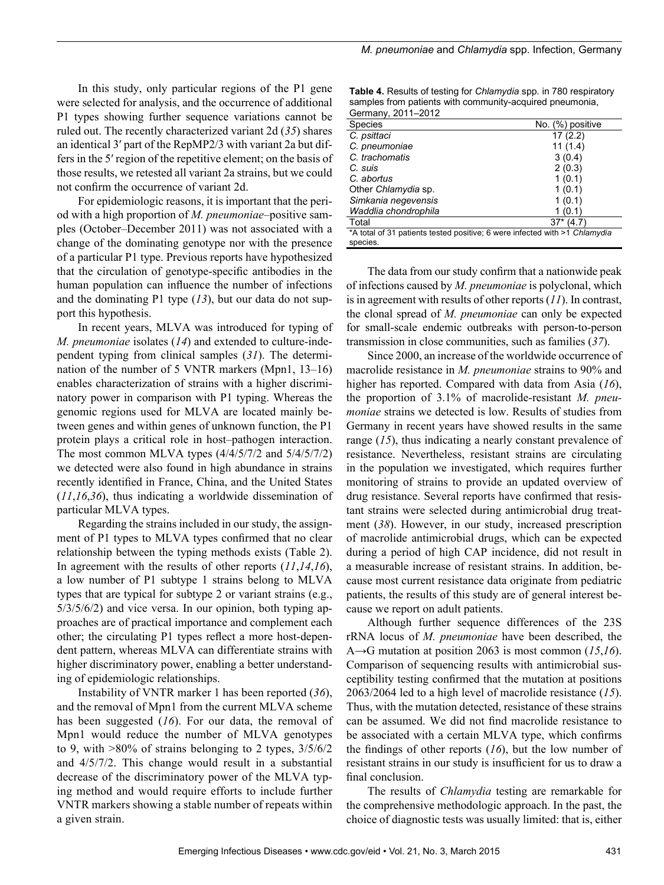In this study, only particular regions of the P1 gene were selected for analysis, and the occurrence of additional P1 types showing further sequence variations cannot be ruled out. The recently characterized variant 2d (*35*) shares an identical 3′ part of the RepMP2/3 with variant 2a but differs in the 5′ region of the repetitive element; on the basis of those results, we retested all variant 2a strains, but we could not confirm the occurrence of variant 2d.

For epidemiologic reasons, it is important that the period with a high proportion of *M. pneumoniae*–positive samples (October–December 2011) was not associated with a change of the dominating genotype nor with the presence of a particular P1 type. Previous reports have hypothesized that the circulation of genotype-specific antibodies in the human population can influence the number of infections and the dominating P1 type (*13*), but our data do not support this hypothesis.

In recent years, MLVA was introduced for typing of *M. pneumoniae* isolates (*14*) and extended to culture-independent typing from clinical samples (*31*). The determination of the number of 5 VNTR markers (Mpn1, 13–16) enables characterization of strains with a higher discriminatory power in comparison with P1 typing. Whereas the genomic regions used for MLVA are located mainly between genes and within genes of unknown function, the P1 protein plays a critical role in host–pathogen interaction. The most common MLVA types (4/4/5/7/2 and 5/4/5/7/2) we detected were also found in high abundance in strains recently identified in France, China, and the United States (*11*,*16*,*36*), thus indicating a worldwide dissemination of particular MLVA types.

Regarding the strains included in our study, the assignment of P1 types to MLVA types confirmed that no clear relationship between the typing methods exists (Table 2). In agreement with the results of other reports (*11*,*14*,*16*), a low number of P1 subtype 1 strains belong to MLVA types that are typical for subtype 2 or variant strains (e.g., 5/3/5/6/2) and vice versa. In our opinion, both typing approaches are of practical importance and complement each other; the circulating P1 types reflect a more host-dependent pattern, whereas MLVA can differentiate strains with higher discriminatory power, enabling a better understanding of epidemiologic relationships.

Instability of VNTR marker 1 has been reported (*36*), and the removal of Mpn1 from the current MLVA scheme has been suggested (*16*). For our data, the removal of Mpn1 would reduce the number of MLVA genotypes to 9, with >80% of strains belonging to 2 types, 3/5/6/2 and 4/5/7/2. This change would result in a substantial decrease of the discriminatory power of the MLVA typing method and would require efforts to include further VNTR markers showing a stable number of repeats within a given strain.

**Table 4.** Results of testing for *Chlamydia* spp. in 780 respiratory samples from patients with community-acquired pneumonia, Germany, 2011–2012

| Species | No. (%) positive |
|---|---|
| *C. psittaci* | 17 (2.2) |
| *C. pneumoniae* | 11 (1.4) |
| *C. trachomatis* | 3 (0.4) |
| *C. suis* | 2 (0.3) |
| *C. abortus* | 1 (0.1) |
| Other *Chlamydia* sp. | 1 (0.1) |
| *Simkania negevensis* | 1 (0.1) |
| *Waddlia chondrophila* | 1 (0.1) |
| Total | 37* (4.7) |

*A total of 31 patients tested positive; 6 were infected with >1 *Chlamydia* species.

The data from our study confirm that a nationwide peak of infections caused by *M. pneumoniae* is polyclonal, which is in agreement with results of other reports (*11*). In contrast, the clonal spread of *M. pneumoniae* can only be expected for small-scale endemic outbreaks with person-to-person transmission in close communities, such as families (*37*).

Since 2000, an increase of the worldwide occurrence of macrolide resistance in *M. pneumoniae* strains to 90% and higher has reported. Compared with data from Asia (*16*), the proportion of 3.1% of macrolide-resistant *M. pneumoniae* strains we detected is low. Results of studies from Germany in recent years have showed results in the same range (*15*), thus indicating a nearly constant prevalence of resistance. Nevertheless, resistant strains are circulating in the population we investigated, which requires further monitoring of strains to provide an updated overview of drug resistance. Several reports have confirmed that resistant strains were selected during antimicrobial drug treatment (*38*). However, in our study, increased prescription of macrolide antimicrobial drugs, which can be expected during a period of high CAP incidence, did not result in a measurable increase of resistant strains. In addition, because most current resistance data originate from pediatric patients, the results of this study are of general interest because we report on adult patients.

Although further sequence differences of the 23S rRNA locus of *M. pneumoniae* have been described, the A→G mutation at position 2063 is most common (*15*,*16*). Comparison of sequencing results with antimicrobial susceptibility testing confirmed that the mutation at positions 2063/2064 led to a high level of macrolide resistance (*15*). Thus, with the mutation detected, resistance of these strains can be assumed. We did not find macrolide resistance to be associated with a certain MLVA type, which confirms the findings of other reports (*16*), but the low number of resistant strains in our study is insufficient for us to draw a final conclusion.

The results of *Chlamydia* testing are remarkable for the comprehensive methodologic approach. In the past, the choice of diagnostic tests was usually limited: that is, either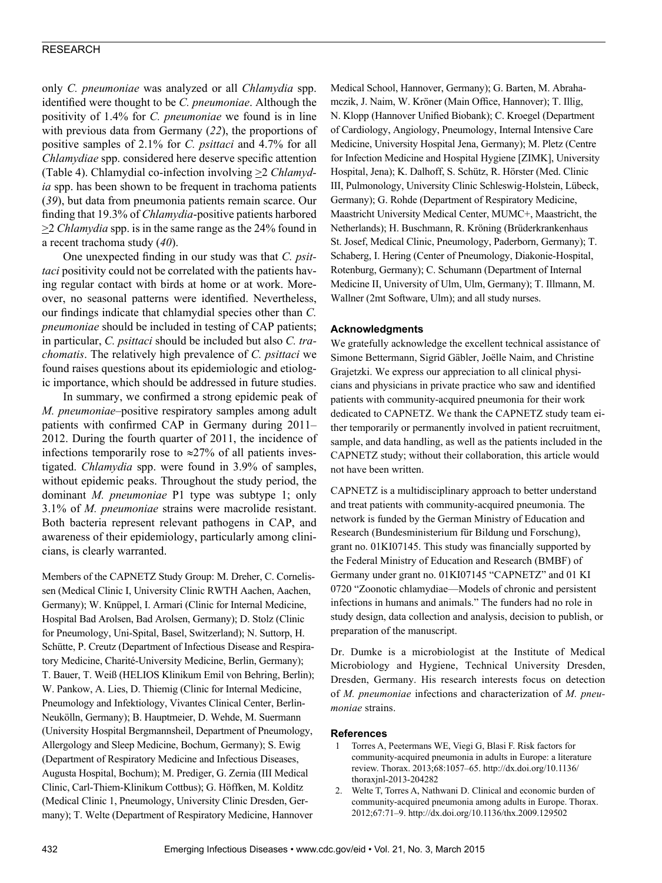only *C. pneumoniae* was analyzed or all *Chlamydia* spp. identified were thought to be *C. pneumoniae*. Although the positivity of 1.4% for *C. pneumoniae* we found is in line with previous data from Germany (*22*), the proportions of positive samples of 2.1% for *C. psittaci* and 4.7% for all *Chlamydiae* spp. considered here deserve specific attention (Table 4). Chlamydial co-infection involving ≥2 *Chlamydia* spp. has been shown to be frequent in trachoma patients (*39*), but data from pneumonia patients remain scarce. Our finding that 19.3% of *Chlamydia*-positive patients harbored ≥2 *Chlamydia* spp. is in the same range as the 24% found in a recent trachoma study (*40*).

One unexpected finding in our study was that *C. psittaci* positivity could not be correlated with the patients having regular contact with birds at home or at work. Moreover, no seasonal patterns were identified. Nevertheless, our findings indicate that chlamydial species other than *C. pneumoniae* should be included in testing of CAP patients; in particular, *C. psittaci* should be included but also *C. trachomatis*. The relatively high prevalence of *C. psittaci* we found raises questions about its epidemiologic and etiologic importance, which should be addressed in future studies.

In summary, we confirmed a strong epidemic peak of *M. pneumoniae*–positive respiratory samples among adult patients with confirmed CAP in Germany during 2011–2012. During the fourth quarter of 2011, the incidence of infections temporarily rose to ≈27% of all patients investigated. *Chlamydia* spp. were found in 3.9% of samples, without epidemic peaks. Throughout the study period, the dominant *M. pneumoniae* P1 type was subtype 1; only 3.1% of *M. pneumoniae* strains were macrolide resistant. Both bacteria represent relevant pathogens in CAP, and awareness of their epidemiology, particularly among clinicians, is clearly warranted.

Members of the CAPNETZ Study Group: M. Dreher, C. Cornelissen (Medical Clinic I, University Clinic RWTH Aachen, Aachen, Germany); W. Knüppel, I. Armari (Clinic for Internal Medicine, Hospital Bad Arolsen, Bad Arolsen, Germany); D. Stolz (Clinic for Pneumology, Uni-Spital, Basel, Switzerland); N. Suttorp, H. Schütte, P. Creutz (Department of Infectious Disease and Respiratory Medicine, Charité-University Medicine, Berlin, Germany); T. Bauer, T. Weiß (HELIOS Klinikum Emil von Behring, Berlin); W. Pankow, A. Lies, D. Thiemig (Clinic for Internal Medicine, Pneumology and Infektiology, Vivantes Clinical Center, Berlin-Neukölln, Germany); B. Hauptmeier, D. Wehde, M. Suermann (University Hospital Bergmannsheil, Department of Pneumology, Allergology and Sleep Medicine, Bochum, Germany); S. Ewig (Department of Respiratory Medicine and Infectious Diseases, Augusta Hospital, Bochum); M. Prediger, G. Zernia (III Medical Clinic, Carl-Thiem-Klinikum Cottbus); G. Höffken, M. Kolditz (Medical Clinic 1, Pneumology, University Clinic Dresden, Germany); T. Welte (Department of Respiratory Medicine, Hannover Medical School, Hannover, Germany); G. Barten, M. Abrahamczik, J. Naim, W. Kröner (Main Office, Hannover); T. Illig, N. Klopp (Hannover Unified Biobank); C. Kroegel (Department of Cardiology, Angiology, Pneumology, Internal Intensive Care Medicine, University Hospital Jena, Germany); M. Pletz (Centre for Infection Medicine and Hospital Hygiene [ZIMK], University Hospital, Jena); K. Dalhoff, S. Schütz, R. Hörster (Med. Clinic III, Pulmonology, University Clinic Schleswig-Holstein, Lübeck, Germany); G. Rohde (Department of Respiratory Medicine, Maastricht University Medical Center, MUMC+, Maastricht, the Netherlands); H. Buschmann, R. Kröning (Brüderkrankenhaus St. Josef, Medical Clinic, Pneumology, Paderborn, Germany); T. Schaberg, I. Hering (Center of Pneumology, Diakonie-Hospital, Rotenburg, Germany); C. Schumann (Department of Internal Medicine II, University of Ulm, Ulm, Germany); T. Illmann, M. Wallner (2mt Software, Ulm); and all study nurses.

### Acknowledgments

We gratefully acknowledge the excellent technical assistance of Simone Bettermann, Sigrid Gäbler, Joëlle Naim, and Christine Grajetzki. We express our appreciation to all clinical physicians and physicians in private practice who saw and identified patients with community-acquired pneumonia for their work dedicated to CAPNETZ. We thank the CAPNETZ study team either temporarily or permanently involved in patient recruitment, sample, and data handling, as well as the patients included in the CAPNETZ study; without their collaboration, this article would not have been written.

CAPNETZ is a multidisciplinary approach to better understand and treat patients with community-acquired pneumonia. The network is funded by the German Ministry of Education and Research (Bundesministerium für Bildung und Forschung), grant no. 01KI07145. This study was financially supported by the Federal Ministry of Education and Research (BMBF) of Germany under grant no. 01KI07145 "CAPNETZ" and 01 KI 0720 "Zoonotic chlamydiae—Models of chronic and persistent infections in humans and animals." The funders had no role in study design, data collection and analysis, decision to publish, or preparation of the manuscript.

Dr. Dumke is a microbiologist at the Institute of Medical Microbiology and Hygiene, Technical University Dresden, Dresden, Germany. His research interests focus on detection of *M. pneumoniae* infections and characterization of *M. pneumoniae* strains.

### References

1. Torres A, Peetermans WE, Viegi G, Blasi F. Risk factors for community-acquired pneumonia in adults in Europe: a literature review. Thorax. 2013;68:1057–65. http://dx.doi.org/10.1136/thoraxjnl-2013-204282
2. Welte T, Torres A, Nathwani D. Clinical and economic burden of community-acquired pneumonia among adults in Europe. Thorax. 2012;67:71–9. http://dx.doi.org/10.1136/thx.2009.129502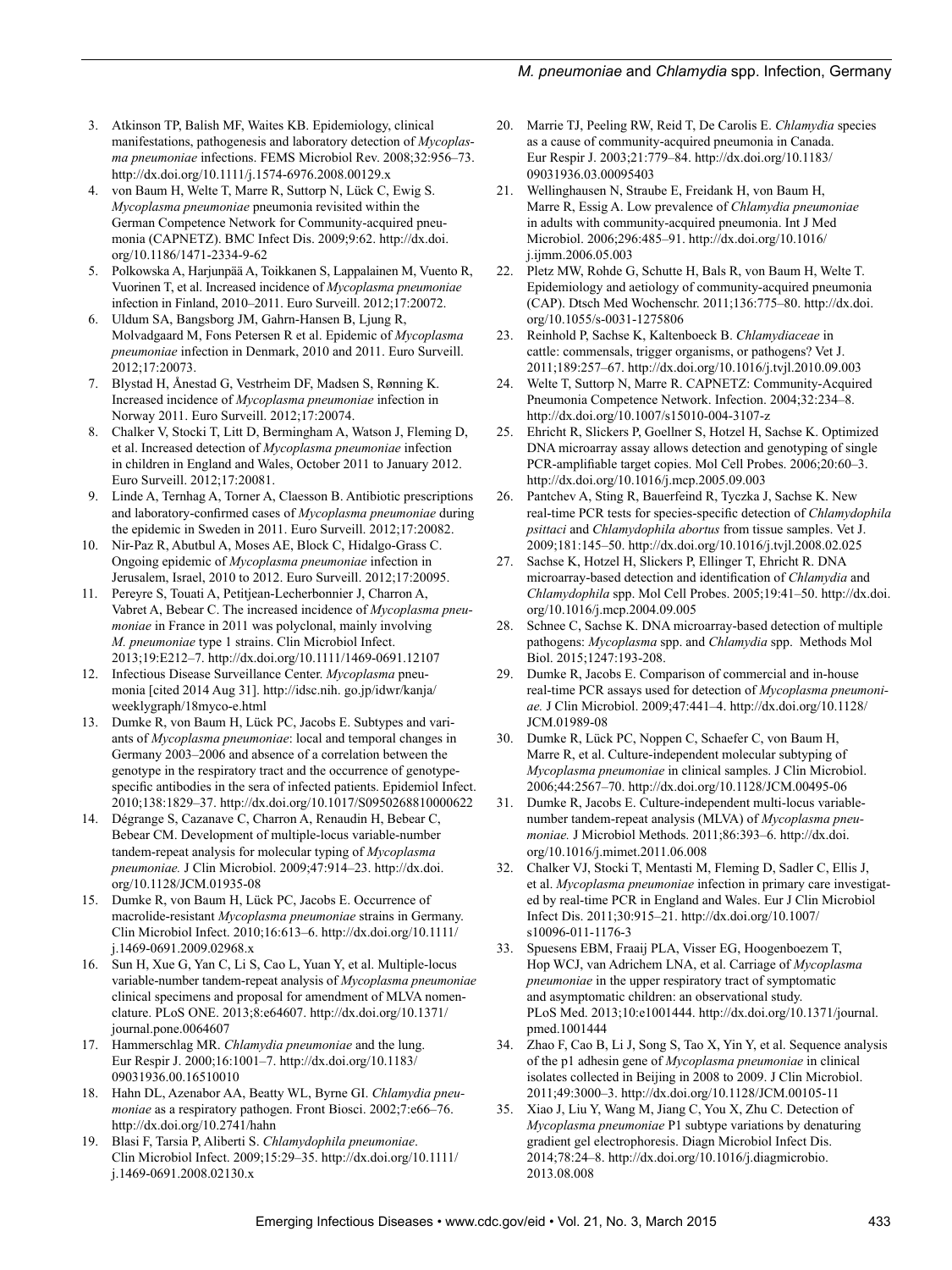3. Atkinson TP, Balish MF, Waites KB. Epidemiology, clinical manifestations, pathogenesis and laboratory detection of *Mycoplasma pneumoniae* infections. FEMS Microbiol Rev. 2008;32:956–73. http://dx.doi.org/10.1111/j.1574-6976.2008.00129.x
4. von Baum H, Welte T, Marre R, Suttorp N, Lück C, Ewig S. *Mycoplasma pneumoniae* pneumonia revisited within the German Competence Network for Community-acquired pneumonia (CAPNETZ). BMC Infect Dis. 2009;9:62. http://dx.doi.org/10.1186/1471-2334-9-62
5. Polkowska A, Harjunpää A, Toikkanen S, Lappalainen M, Vuento R, Vuorinen T, et al. Increased incidence of *Mycoplasma pneumoniae* infection in Finland, 2010–2011. Euro Surveill. 2012;17:20072.
6. Uldum SA, Bangsborg JM, Gahrn-Hansen B, Ljung R, Molvadgaard M, Fons Petersen R et al. Epidemic of *Mycoplasma pneumoniae* infection in Denmark, 2010 and 2011. Euro Surveill. 2012;17:20073.
7. Blystad H, Ånestad G, Vestrheim DF, Madsen S, Rønning K. Increased incidence of *Mycoplasma pneumoniae* infection in Norway 2011. Euro Surveill. 2012;17:20074.
8. Chalker V, Stocki T, Litt D, Bermingham A, Watson J, Fleming D, et al. Increased detection of *Mycoplasma pneumoniae* infection in children in England and Wales, October 2011 to January 2012. Euro Surveill. 2012;17:20081.
9. Linde A, Ternhag A, Torner A, Claesson B. Antibiotic prescriptions and laboratory-confirmed cases of *Mycoplasma pneumoniae* during the epidemic in Sweden in 2011. Euro Surveill. 2012;17:20082.
10. Nir-Paz R, Abutbul A, Moses AE, Block C, Hidalgo-Grass C. Ongoing epidemic of *Mycoplasma pneumoniae* infection in Jerusalem, Israel, 2010 to 2012. Euro Surveill. 2012;17:20095.
11. Pereyre S, Touati A, Petitjean-Lecherbonnier J, Charron A, Vabret A, Bebear C. The increased incidence of *Mycoplasma pneumoniae* in France in 2011 was polyclonal, mainly involving *M. pneumoniae* type 1 strains. Clin Microbiol Infect. 2013;19:E212–7. http://dx.doi.org/10.1111/1469-0691.12107
12. Infectious Disease Surveillance Center. *Mycoplasma* pneumonia [cited 2014 Aug 31]. http://idsc.nih. go.jp/idwr/kanja/weeklygraph/18myco-e.html
13. Dumke R, von Baum H, Lück PC, Jacobs E. Subtypes and variants of *Mycoplasma pneumoniae*: local and temporal changes in Germany 2003–2006 and absence of a correlation between the genotype in the respiratory tract and the occurrence of genotype-specific antibodies in the sera of infected patients. Epidemiol Infect. 2010;138:1829–37. http://dx.doi.org/10.1017/S0950268810000622
14. Dégrange S, Cazanave C, Charron A, Renaudin H, Bebear C, Bebear CM. Development of multiple-locus variable-number tandem-repeat analysis for molecular typing of *Mycoplasma pneumoniae.* J Clin Microbiol. 2009;47:914–23. http://dx.doi.org/10.1128/JCM.01935-08
15. Dumke R, von Baum H, Lück PC, Jacobs E. Occurrence of macrolide-resistant *Mycoplasma pneumoniae* strains in Germany. Clin Microbiol Infect. 2010;16:613–6. http://dx.doi.org/10.1111/j.1469-0691.2009.02968.x
16. Sun H, Xue G, Yan C, Li S, Cao L, Yuan Y, et al. Multiple-locus variable-number tandem-repeat analysis of *Mycoplasma pneumoniae* clinical specimens and proposal for amendment of MLVA nomenclature. PLoS ONE. 2013;8:e64607. http://dx.doi.org/10.1371/journal.pone.0064607
17. Hammerschlag MR. *Chlamydia pneumoniae* and the lung. Eur Respir J. 2000;16:1001–7. http://dx.doi.org/10.1183/09031936.00.16510010
18. Hahn DL, Azenabor AA, Beatty WL, Byrne GI. *Chlamydia pneumoniae* as a respiratory pathogen. Front Biosci. 2002;7:e66–76. http://dx.doi.org/10.2741/hahn
19. Blasi F, Tarsia P, Aliberti S. *Chlamydophila pneumoniae*. Clin Microbiol Infect. 2009;15:29–35. http://dx.doi.org/10.1111/j.1469-0691.2008.02130.x
20. Marrie TJ, Peeling RW, Reid T, De Carolis E. *Chlamydia* species as a cause of community-acquired pneumonia in Canada. Eur Respir J. 2003;21:779–84. http://dx.doi.org/10.1183/09031936.03.00095403
21. Wellinghausen N, Straube E, Freidank H, von Baum H, Marre R, Essig A. Low prevalence of *Chlamydia pneumoniae* in adults with community-acquired pneumonia. Int J Med Microbiol. 2006;296:485–91. http://dx.doi.org/10.1016/j.ijmm.2006.05.003
22. Pletz MW, Rohde G, Schutte H, Bals R, von Baum H, Welte T. Epidemiology and aetiology of community-acquired pneumonia (CAP). Dtsch Med Wochenschr. 2011;136:775–80. http://dx.doi.org/10.1055/s-0031-1275806
23. Reinhold P, Sachse K, Kaltenboeck B. *Chlamydiaceae* in cattle: commensals, trigger organisms, or pathogens? Vet J. 2011;189:257–67. http://dx.doi.org/10.1016/j.tvjl.2010.09.003
24. Welte T, Suttorp N, Marre R. CAPNETZ: Community-Acquired Pneumonia Competence Network. Infection. 2004;32:234–8. http://dx.doi.org/10.1007/s15010-004-3107-z
25. Ehricht R, Slickers P, Goellner S, Hotzel H, Sachse K. Optimized DNA microarray assay allows detection and genotyping of single PCR-amplifiable target copies. Mol Cell Probes. 2006;20:60–3. http://dx.doi.org/10.1016/j.mcp.2005.09.003
26. Pantchev A, Sting R, Bauerfeind R, Tyczka J, Sachse K. New real-time PCR tests for species-specific detection of *Chlamydophila psittaci* and *Chlamydophila abortus* from tissue samples. Vet J. 2009;181:145–50. http://dx.doi.org/10.1016/j.tvjl.2008.02.025
27. Sachse K, Hotzel H, Slickers P, Ellinger T, Ehricht R. DNA microarray-based detection and identification of *Chlamydia* and *Chlamydophila* spp. Mol Cell Probes. 2005;19:41–50. http://dx.doi.org/10.1016/j.mcp.2004.09.005
28. Schnee C, Sachse K. DNA microarray-based detection of multiple pathogens: *Mycoplasma* spp. and *Chlamydia* spp. Methods Mol Biol. 2015;1247:193-208.
29. Dumke R, Jacobs E. Comparison of commercial and in-house real-time PCR assays used for detection of *Mycoplasma pneumoniae.* J Clin Microbiol. 2009;47:441–4. http://dx.doi.org/10.1128/JCM.01989-08
30. Dumke R, Lück PC, Noppen C, Schaefer C, von Baum H, Marre R, et al. Culture-independent molecular subtyping of *Mycoplasma pneumoniae* in clinical samples. J Clin Microbiol. 2006;44:2567–70. http://dx.doi.org/10.1128/JCM.00495-06
31. Dumke R, Jacobs E. Culture-independent multi-locus variable-number tandem-repeat analysis (MLVA) of *Mycoplasma pneumoniae.* J Microbiol Methods. 2011;86:393–6. http://dx.doi.org/10.1016/j.mimet.2011.06.008
32. Chalker VJ, Stocki T, Mentasti M, Fleming D, Sadler C, Ellis J, et al. *Mycoplasma pneumoniae* infection in primary care investigated by real-time PCR in England and Wales. Eur J Clin Microbiol Infect Dis. 2011;30:915–21. http://dx.doi.org/10.1007/s10096-011-1176-3
33. Spuesens EBM, Fraaij PLA, Visser EG, Hoogenboezem T, Hop WCJ, van Adrichem LNA, et al. Carriage of *Mycoplasma pneumoniae* in the upper respiratory tract of symptomatic and asymptomatic children: an observational study. PLoS Med. 2013;10:e1001444. http://dx.doi.org/10.1371/journal.pmed.1001444
34. Zhao F, Cao B, Li J, Song S, Tao X, Yin Y, et al. Sequence analysis of the p1 adhesin gene of *Mycoplasma pneumoniae* in clinical isolates collected in Beijing in 2008 to 2009. J Clin Microbiol. 2011;49:3000–3. http://dx.doi.org/10.1128/JCM.00105-11
35. Xiao J, Liu Y, Wang M, Jiang C, You X, Zhu C. Detection of *Mycoplasma pneumoniae* P1 subtype variations by denaturing gradient gel electrophoresis. Diagn Microbiol Infect Dis. 2014;78:24–8. http://dx.doi.org/10.1016/j.diagmicrobio.2013.08.008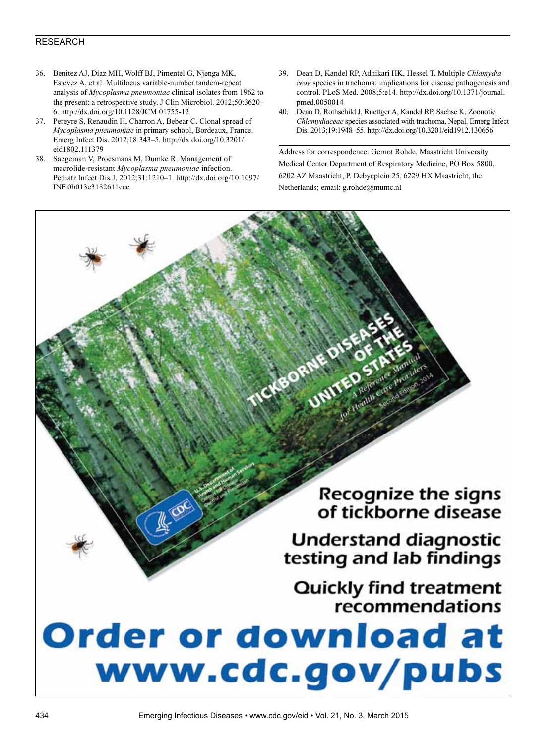36. Benitez AJ, Diaz MH, Wolff BJ, Pimentel G, Njenga MK, Estevez A, et al. Multilocus variable-number tandem-repeat analysis of *Mycoplasma pneumoniae* clinical isolates from 1962 to the present: a retrospective study. J Clin Microbiol. 2012;50:3620–6. http://dx.doi.org/10.1128/JCM.01755-12
37. Pereyre S, Renaudin H, Charron A, Bebear C. Clonal spread of *Mycoplasma pneumoniae* in primary school, Bordeaux, France. Emerg Infect Dis. 2012;18:343–5. http://dx.doi.org/10.3201/eid1802.111379
38. Saegeman V, Proesmans M, Dumke R. Management of macrolide-resistant *Mycoplasma pneumoniae* infection. Pediatr Infect Dis J. 2012;31:1210–1. http://dx.doi.org/10.1097/INF.0b013e3182611cee
39. Dean D, Kandel RP, Adhikari HK, Hessel T. Multiple *Chlamydiaceae* species in trachoma: implications for disease pathogenesis and control. PLoS Med. 2008;5:e14. http://dx.doi.org/10.1371/journal.pmed.0050014
40. Dean D, Rothschild J, Ruettger A, Kandel RP, Sachse K. Zoonotic *Chlamydiaceae* species associated with trachoma, Nepal. Emerg Infect Dis. 2013;19:1948–55. http://dx.doi.org/10.3201/eid1912.130656

Address for correspondence: Gernot Rohde, Maastricht University Medical Center Department of Respiratory Medicine, PO Box 5800, 6202 AZ Maastricht, P. Debyeplein 25, 6229 HX Maastricht, the Netherlands; email: g.rohde@mumc.nl

TICKBORNE DISEASES OF THE UNITED STATES

A Reference Manual for Health Care Providers

Second Edition, 2014

Recognize the signs of tickborne disease

Understand diagnostic testing and lab findings

Quickly find treatment recommendations

**Order or download at www.cdc.gov/pubs**